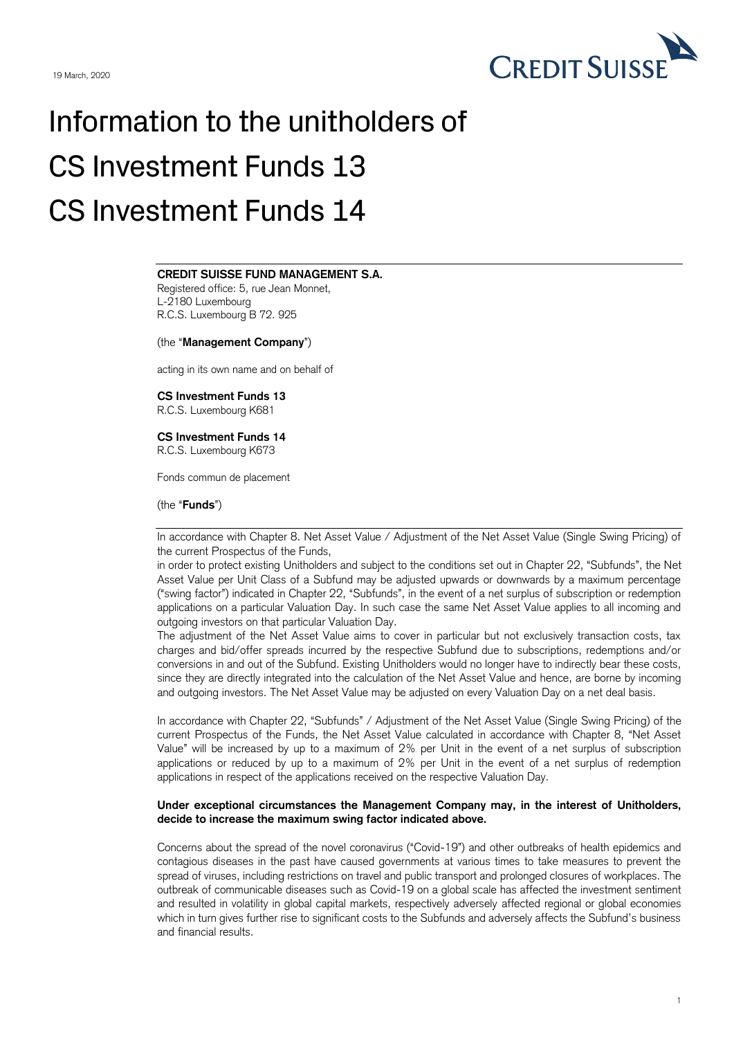19 March, 2020

# Information to the unitholders of CS Investment Funds 13 CS Investment Funds 14

**CREDIT SUISSE FUND MANAGEMENT S.A.**
Registered office: 5, rue Jean Monnet,
L-2180 Luxembourg
R.C.S. Luxembourg B 72. 925

(the "**Management Company**")

acting in its own name and on behalf of

**CS Investment Funds 13**
R.C.S. Luxembourg K681

**CS Investment Funds 14**
R.C.S. Luxembourg K673

Fonds commun de placement

(the "**Funds**")

In accordance with Chapter 8. Net Asset Value / Adjustment of the Net Asset Value (Single Swing Pricing) of the current Prospectus of the Funds,

in order to protect existing Unitholders and subject to the conditions set out in Chapter 22, "Subfunds", the Net Asset Value per Unit Class of a Subfund may be adjusted upwards or downwards by a maximum percentage ("swing factor") indicated in Chapter 22, "Subfunds", in the event of a net surplus of subscription or redemption applications on a particular Valuation Day. In such case the same Net Asset Value applies to all incoming and outgoing investors on that particular Valuation Day.

The adjustment of the Net Asset Value aims to cover in particular but not exclusively transaction costs, tax charges and bid/offer spreads incurred by the respective Subfund due to subscriptions, redemptions and/or conversions in and out of the Subfund. Existing Unitholders would no longer have to indirectly bear these costs, since they are directly integrated into the calculation of the Net Asset Value and hence, are borne by incoming and outgoing investors. The Net Asset Value may be adjusted on every Valuation Day on a net deal basis.

In accordance with Chapter 22, "Subfunds" / Adjustment of the Net Asset Value (Single Swing Pricing) of the current Prospectus of the Funds, the Net Asset Value calculated in accordance with Chapter 8, "Net Asset Value" will be increased by up to a maximum of 2% per Unit in the event of a net surplus of subscription applications or reduced by up to a maximum of 2% per Unit in the event of a net surplus of redemption applications in respect of the applications received on the respective Valuation Day.

**Under exceptional circumstances the Management Company may, in the interest of Unitholders, decide to increase the maximum swing factor indicated above.**

Concerns about the spread of the novel coronavirus ("Covid-19") and other outbreaks of health epidemics and contagious diseases in the past have caused governments at various times to take measures to prevent the spread of viruses, including restrictions on travel and public transport and prolonged closures of workplaces. The outbreak of communicable diseases such as Covid-19 on a global scale has affected the investment sentiment and resulted in volatility in global capital markets, respectively adversely affected regional or global economies which in turn gives further rise to significant costs to the Subfunds and adversely affects the Subfund's business and financial results.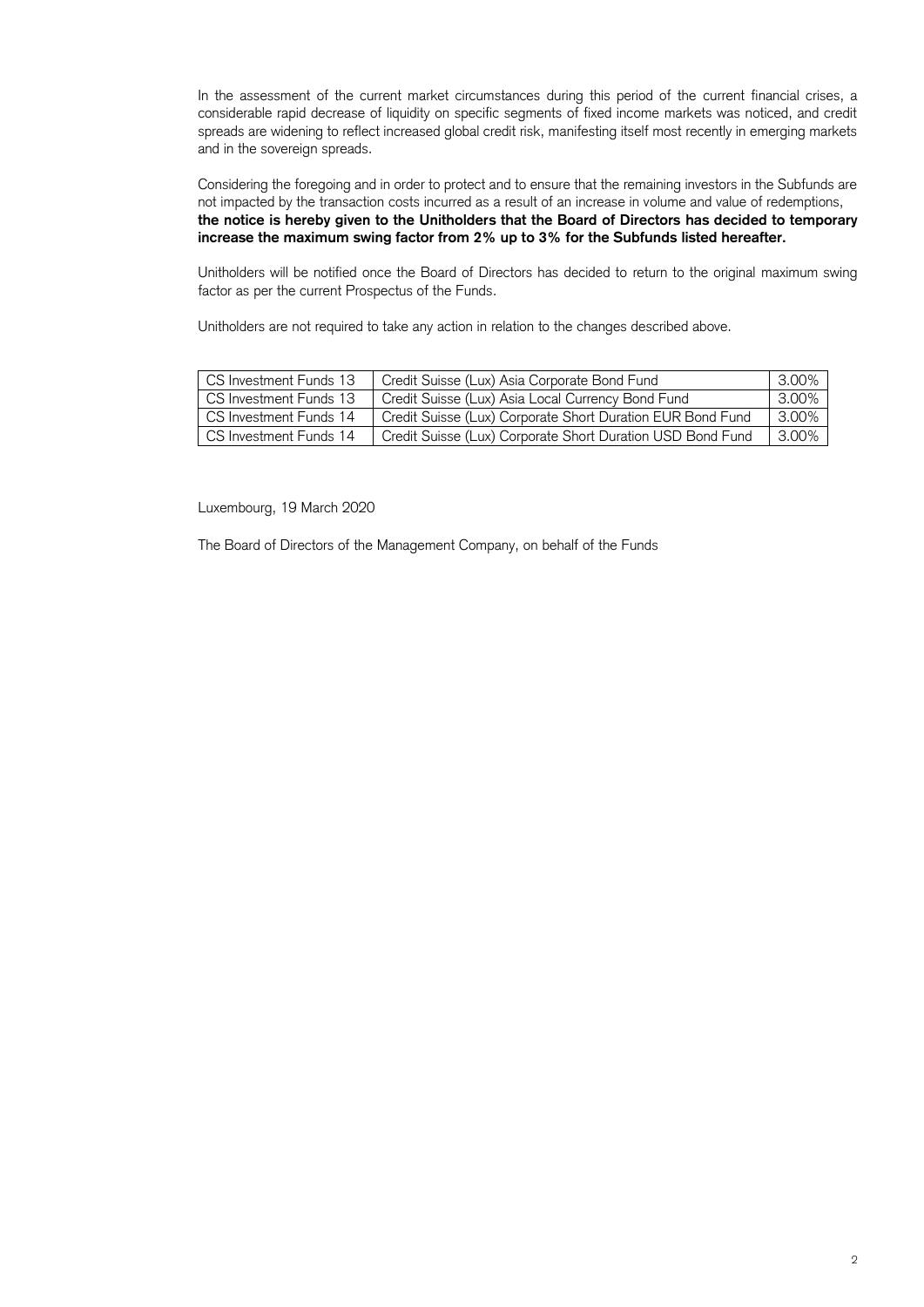In the assessment of the current market circumstances during this period of the current financial crises, a considerable rapid decrease of liquidity on specific segments of fixed income markets was noticed, and credit spreads are widening to reflect increased global credit risk, manifesting itself most recently in emerging markets and in the sovereign spreads.

Considering the foregoing and in order to protect and to ensure that the remaining investors in the Subfunds are not impacted by the transaction costs incurred as a result of an increase in volume and value of redemptions, **the notice is hereby given to the Unitholders that the Board of Directors has decided to temporary increase the maximum swing factor from 2% up to 3% for the Subfunds listed hereafter.**

Unitholders will be notified once the Board of Directors has decided to return to the original maximum swing factor as per the current Prospectus of the Funds.

Unitholders are not required to take any action in relation to the changes described above.

| | | |
|---|---|---|
| CS Investment Funds 13 | Credit Suisse (Lux) Asia Corporate Bond Fund | 3.00% |
| CS Investment Funds 13 | Credit Suisse (Lux) Asia Local Currency Bond Fund | 3.00% |
| CS Investment Funds 14 | Credit Suisse (Lux) Corporate Short Duration EUR Bond Fund | 3.00% |
| CS Investment Funds 14 | Credit Suisse (Lux) Corporate Short Duration USD Bond Fund | 3.00% |

Luxembourg, 19 March 2020

The Board of Directors of the Management Company, on behalf of the Funds